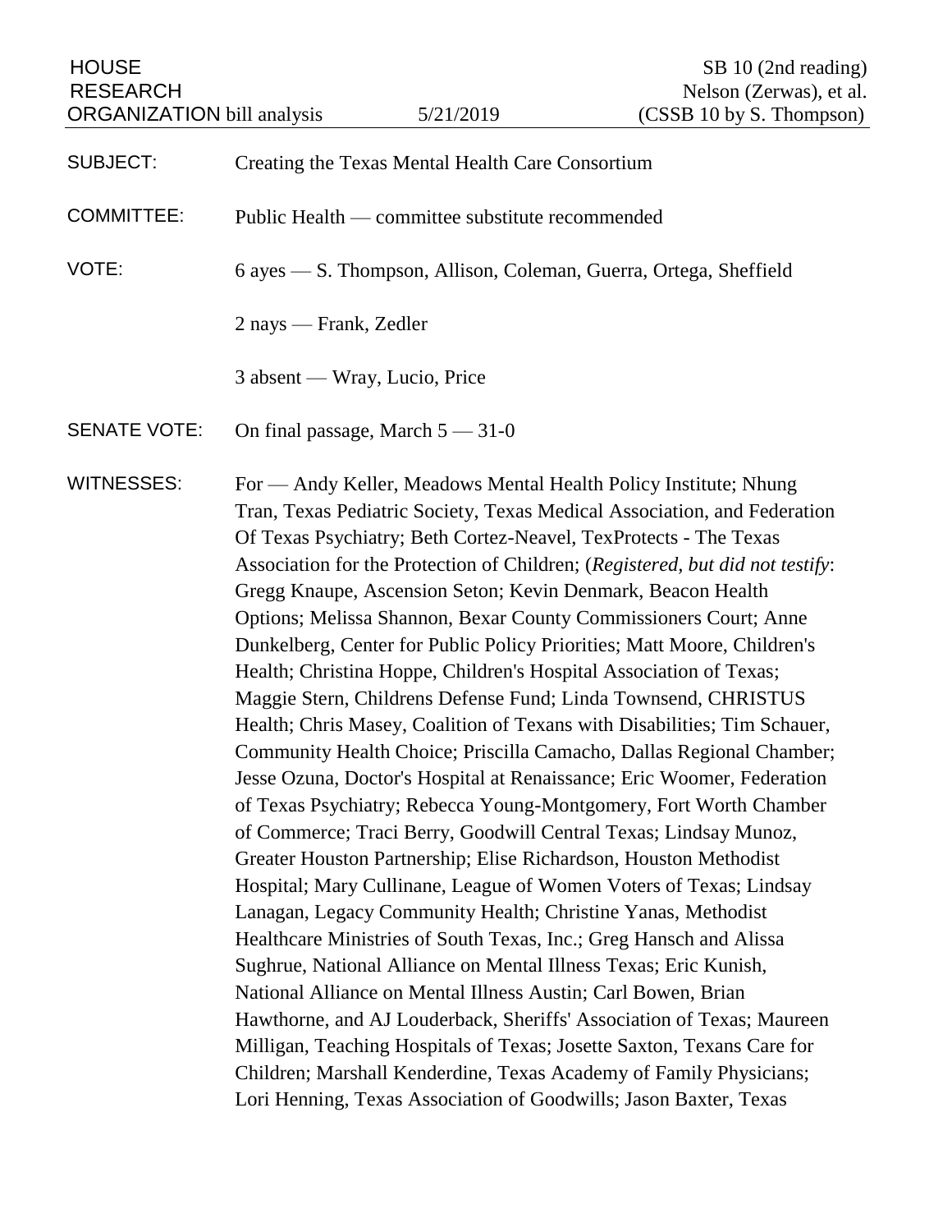HOUSE RESEARCH ORGANIZATION bill analysis — 5/21/2019

SB 10 (2nd reading)
Nelson (Zerwas), et al.
(CSSB 10 by S. Thompson)

**SUBJECT:** Creating the Texas Mental Health Care Consortium

**COMMITTEE:** Public Health — committee substitute recommended

**VOTE:** 6 ayes — S. Thompson, Allison, Coleman, Guerra, Ortega, Sheffield

2 nays — Frank, Zedler

3 absent — Wray, Lucio, Price

**SENATE VOTE:** On final passage, March 5 — 31-0

**WITNESSES:** For — Andy Keller, Meadows Mental Health Policy Institute; Nhung Tran, Texas Pediatric Society, Texas Medical Association, and Federation Of Texas Psychiatry; Beth Cortez-Neavel, TexProtects - The Texas Association for the Protection of Children; (*Registered, but did not testify*: Gregg Knaupe, Ascension Seton; Kevin Denmark, Beacon Health Options; Melissa Shannon, Bexar County Commissioners Court; Anne Dunkelberg, Center for Public Policy Priorities; Matt Moore, Children's Health; Christina Hoppe, Children's Hospital Association of Texas; Maggie Stern, Childrens Defense Fund; Linda Townsend, CHRISTUS Health; Chris Masey, Coalition of Texans with Disabilities; Tim Schauer, Community Health Choice; Priscilla Camacho, Dallas Regional Chamber; Jesse Ozuna, Doctor's Hospital at Renaissance; Eric Woomer, Federation of Texas Psychiatry; Rebecca Young-Montgomery, Fort Worth Chamber of Commerce; Traci Berry, Goodwill Central Texas; Lindsay Munoz, Greater Houston Partnership; Elise Richardson, Houston Methodist Hospital; Mary Cullinane, League of Women Voters of Texas; Lindsay Lanagan, Legacy Community Health; Christine Yanas, Methodist Healthcare Ministries of South Texas, Inc.; Greg Hansch and Alissa Sughrue, National Alliance on Mental Illness Texas; Eric Kunish, National Alliance on Mental Illness Austin; Carl Bowen, Brian Hawthorne, and AJ Louderback, Sheriffs' Association of Texas; Maureen Milligan, Teaching Hospitals of Texas; Josette Saxton, Texans Care for Children; Marshall Kenderdine, Texas Academy of Family Physicians; Lori Henning, Texas Association of Goodwills; Jason Baxter, Texas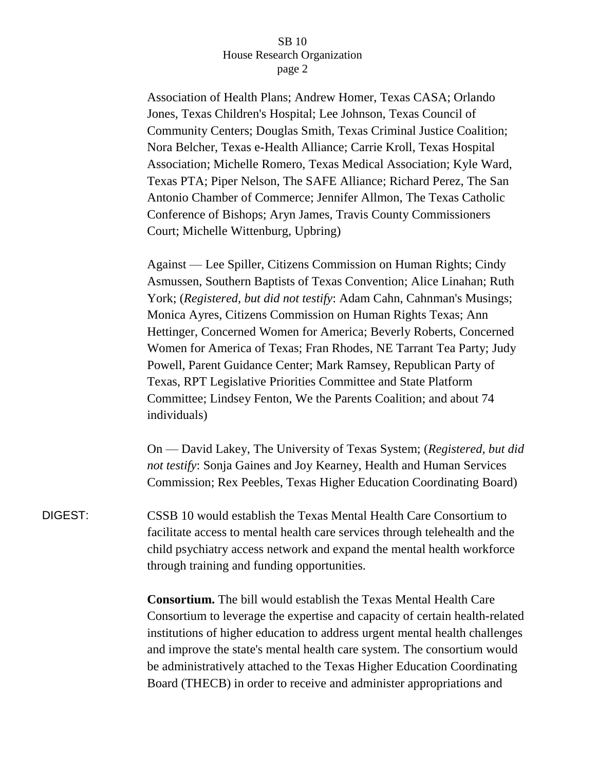Association of Health Plans; Andrew Homer, Texas CASA; Orlando Jones, Texas Children's Hospital; Lee Johnson, Texas Council of Community Centers; Douglas Smith, Texas Criminal Justice Coalition; Nora Belcher, Texas e-Health Alliance; Carrie Kroll, Texas Hospital Association; Michelle Romero, Texas Medical Association; Kyle Ward, Texas PTA; Piper Nelson, The SAFE Alliance; Richard Perez, The San Antonio Chamber of Commerce; Jennifer Allmon, The Texas Catholic Conference of Bishops; Aryn James, Travis County Commissioners Court; Michelle Wittenburg, Upbring)

Against — Lee Spiller, Citizens Commission on Human Rights; Cindy Asmussen, Southern Baptists of Texas Convention; Alice Linahan; Ruth York; (*Registered, but did not testify*: Adam Cahn, Cahnman's Musings; Monica Ayres, Citizens Commission on Human Rights Texas; Ann Hettinger, Concerned Women for America; Beverly Roberts, Concerned Women for America of Texas; Fran Rhodes, NE Tarrant Tea Party; Judy Powell, Parent Guidance Center; Mark Ramsey, Republican Party of Texas, RPT Legislative Priorities Committee and State Platform Committee; Lindsey Fenton, We the Parents Coalition; and about 74 individuals)

On — David Lakey, The University of Texas System; (*Registered, but did not testify*: Sonja Gaines and Joy Kearney, Health and Human Services Commission; Rex Peebles, Texas Higher Education Coordinating Board)

DIGEST: CSSB 10 would establish the Texas Mental Health Care Consortium to facilitate access to mental health care services through telehealth and the child psychiatry access network and expand the mental health workforce through training and funding opportunities.

**Consortium.** The bill would establish the Texas Mental Health Care Consortium to leverage the expertise and capacity of certain health-related institutions of higher education to address urgent mental health challenges and improve the state's mental health care system. The consortium would be administratively attached to the Texas Higher Education Coordinating Board (THECB) in order to receive and administer appropriations and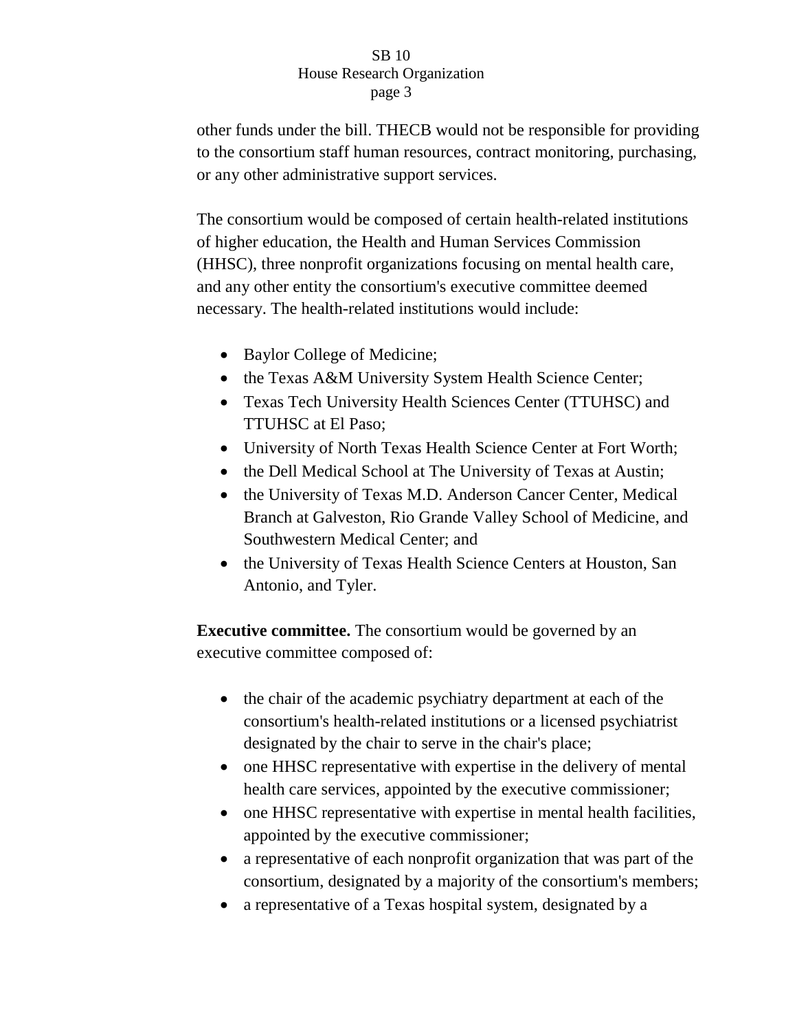other funds under the bill. THECB would not be responsible for providing to the consortium staff human resources, contract monitoring, purchasing, or any other administrative support services.

The consortium would be composed of certain health-related institutions of higher education, the Health and Human Services Commission (HHSC), three nonprofit organizations focusing on mental health care, and any other entity the consortium's executive committee deemed necessary. The health-related institutions would include:

- Baylor College of Medicine;
- the Texas A&M University System Health Science Center;
- Texas Tech University Health Sciences Center (TTUHSC) and TTUHSC at El Paso;
- University of North Texas Health Science Center at Fort Worth;
- the Dell Medical School at The University of Texas at Austin;
- the University of Texas M.D. Anderson Cancer Center, Medical Branch at Galveston, Rio Grande Valley School of Medicine, and Southwestern Medical Center; and
- the University of Texas Health Science Centers at Houston, San Antonio, and Tyler.

**Executive committee.** The consortium would be governed by an executive committee composed of:

- the chair of the academic psychiatry department at each of the consortium's health-related institutions or a licensed psychiatrist designated by the chair to serve in the chair's place;
- one HHSC representative with expertise in the delivery of mental health care services, appointed by the executive commissioner;
- one HHSC representative with expertise in mental health facilities, appointed by the executive commissioner;
- a representative of each nonprofit organization that was part of the consortium, designated by a majority of the consortium's members;
- a representative of a Texas hospital system, designated by a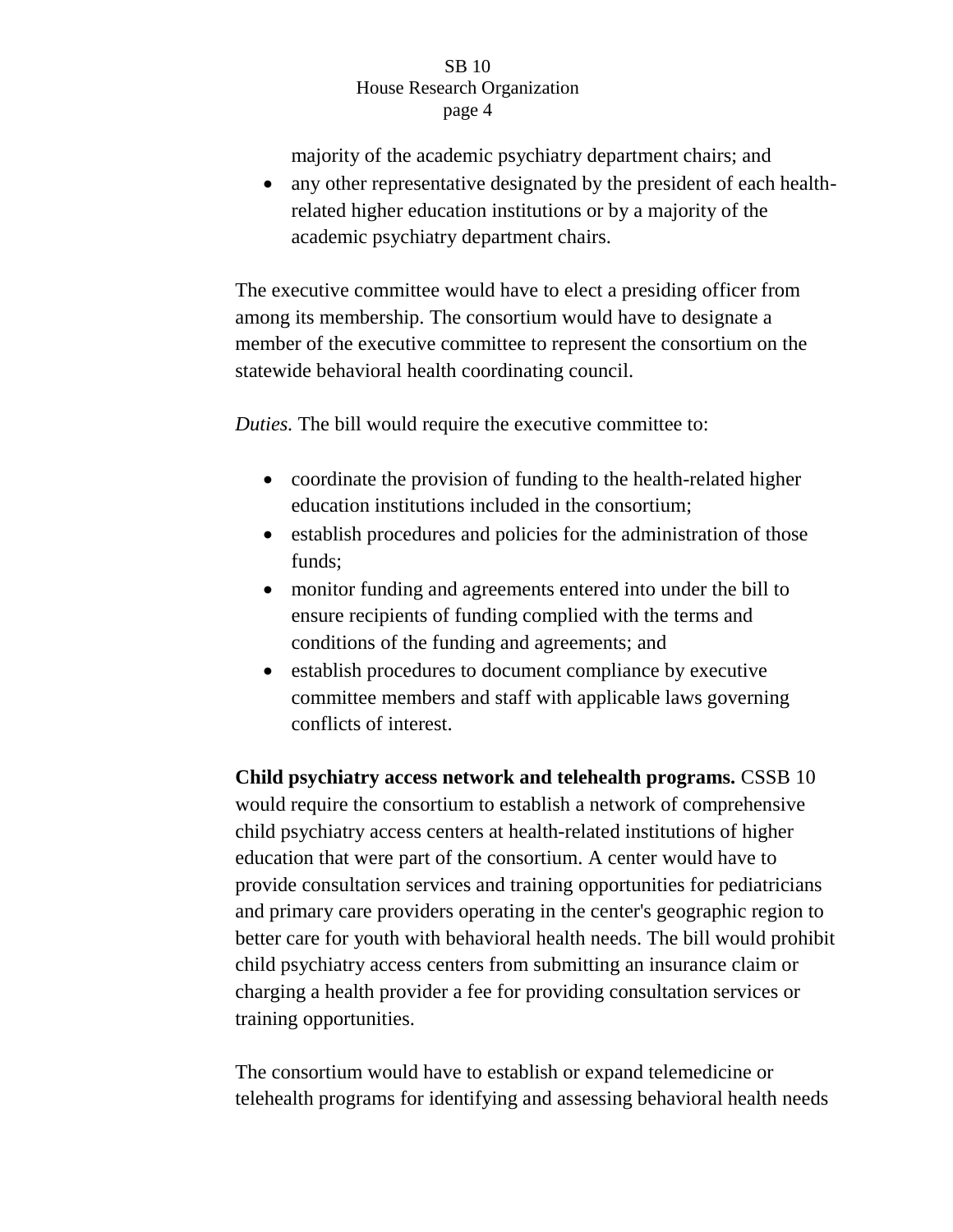majority of the academic psychiatry department chairs; and

- any other representative designated by the president of each health-related higher education institutions or by a majority of the academic psychiatry department chairs.

The executive committee would have to elect a presiding officer from among its membership. The consortium would have to designate a member of the executive committee to represent the consortium on the statewide behavioral health coordinating council.

*Duties.* The bill would require the executive committee to:

- coordinate the provision of funding to the health-related higher education institutions included in the consortium;
- establish procedures and policies for the administration of those funds;
- monitor funding and agreements entered into under the bill to ensure recipients of funding complied with the terms and conditions of the funding and agreements; and
- establish procedures to document compliance by executive committee members and staff with applicable laws governing conflicts of interest.

**Child psychiatry access network and telehealth programs.** CSSB 10 would require the consortium to establish a network of comprehensive child psychiatry access centers at health-related institutions of higher education that were part of the consortium. A center would have to provide consultation services and training opportunities for pediatricians and primary care providers operating in the center's geographic region to better care for youth with behavioral health needs. The bill would prohibit child psychiatry access centers from submitting an insurance claim or charging a health provider a fee for providing consultation services or training opportunities.

The consortium would have to establish or expand telemedicine or telehealth programs for identifying and assessing behavioral health needs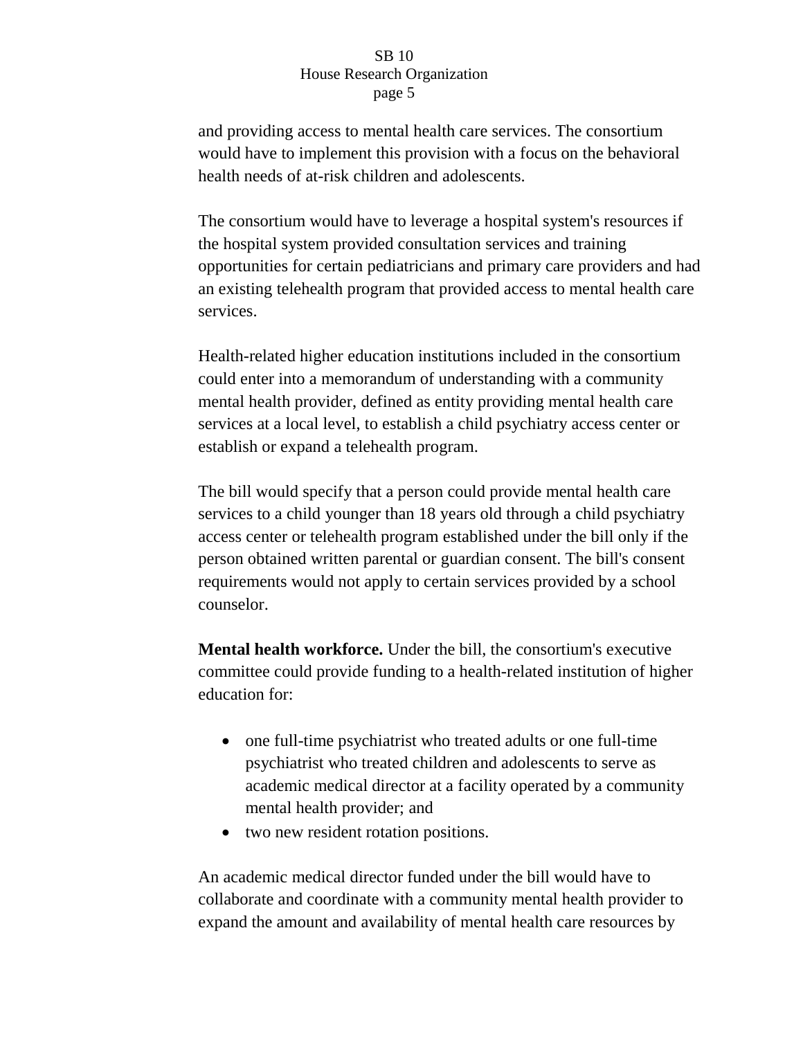and providing access to mental health care services. The consortium would have to implement this provision with a focus on the behavioral health needs of at-risk children and adolescents.

The consortium would have to leverage a hospital system's resources if the hospital system provided consultation services and training opportunities for certain pediatricians and primary care providers and had an existing telehealth program that provided access to mental health care services.

Health-related higher education institutions included in the consortium could enter into a memorandum of understanding with a community mental health provider, defined as entity providing mental health care services at a local level, to establish a child psychiatry access center or establish or expand a telehealth program.

The bill would specify that a person could provide mental health care services to a child younger than 18 years old through a child psychiatry access center or telehealth program established under the bill only if the person obtained written parental or guardian consent. The bill's consent requirements would not apply to certain services provided by a school counselor.

**Mental health workforce.** Under the bill, the consortium's executive committee could provide funding to a health-related institution of higher education for:

- one full-time psychiatrist who treated adults or one full-time psychiatrist who treated children and adolescents to serve as academic medical director at a facility operated by a community mental health provider; and
- two new resident rotation positions.

An academic medical director funded under the bill would have to collaborate and coordinate with a community mental health provider to expand the amount and availability of mental health care resources by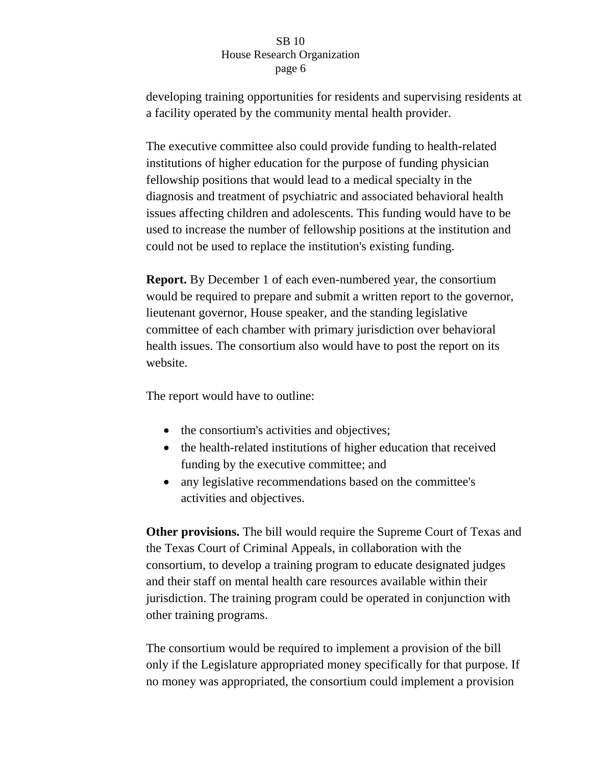developing training opportunities for residents and supervising residents at a facility operated by the community mental health provider.

The executive committee also could provide funding to health-related institutions of higher education for the purpose of funding physician fellowship positions that would lead to a medical specialty in the diagnosis and treatment of psychiatric and associated behavioral health issues affecting children and adolescents. This funding would have to be used to increase the number of fellowship positions at the institution and could not be used to replace the institution's existing funding.

**Report.** By December 1 of each even-numbered year, the consortium would be required to prepare and submit a written report to the governor, lieutenant governor, House speaker, and the standing legislative committee of each chamber with primary jurisdiction over behavioral health issues. The consortium also would have to post the report on its website.

The report would have to outline:

- the consortium's activities and objectives;
- the health-related institutions of higher education that received funding by the executive committee; and
- any legislative recommendations based on the committee's activities and objectives.

**Other provisions.** The bill would require the Supreme Court of Texas and the Texas Court of Criminal Appeals, in collaboration with the consortium, to develop a training program to educate designated judges and their staff on mental health care resources available within their jurisdiction. The training program could be operated in conjunction with other training programs.

The consortium would be required to implement a provision of the bill only if the Legislature appropriated money specifically for that purpose. If no money was appropriated, the consortium could implement a provision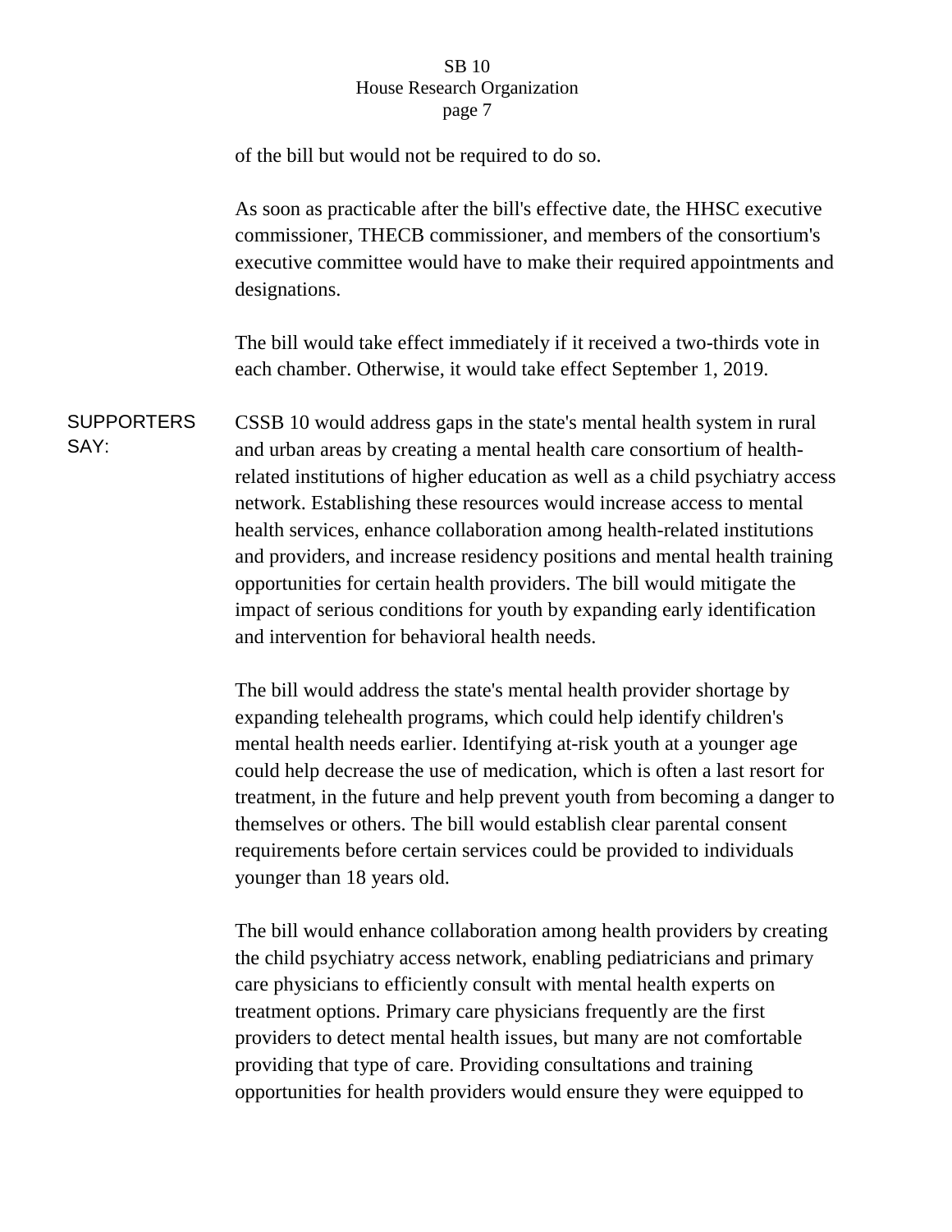of the bill but would not be required to do so.

As soon as practicable after the bill's effective date, the HHSC executive commissioner, THECB commissioner, and members of the consortium's executive committee would have to make their required appointments and designations.

The bill would take effect immediately if it received a two-thirds vote in each chamber. Otherwise, it would take effect September 1, 2019.

**SUPPORTERS SAY:**

CSSB 10 would address gaps in the state's mental health system in rural and urban areas by creating a mental health care consortium of health-related institutions of higher education as well as a child psychiatry access network. Establishing these resources would increase access to mental health services, enhance collaboration among health-related institutions and providers, and increase residency positions and mental health training opportunities for certain health providers. The bill would mitigate the impact of serious conditions for youth by expanding early identification and intervention for behavioral health needs.

The bill would address the state's mental health provider shortage by expanding telehealth programs, which could help identify children's mental health needs earlier. Identifying at-risk youth at a younger age could help decrease the use of medication, which is often a last resort for treatment, in the future and help prevent youth from becoming a danger to themselves or others. The bill would establish clear parental consent requirements before certain services could be provided to individuals younger than 18 years old.

The bill would enhance collaboration among health providers by creating the child psychiatry access network, enabling pediatricians and primary care physicians to efficiently consult with mental health experts on treatment options. Primary care physicians frequently are the first providers to detect mental health issues, but many are not comfortable providing that type of care. Providing consultations and training opportunities for health providers would ensure they were equipped to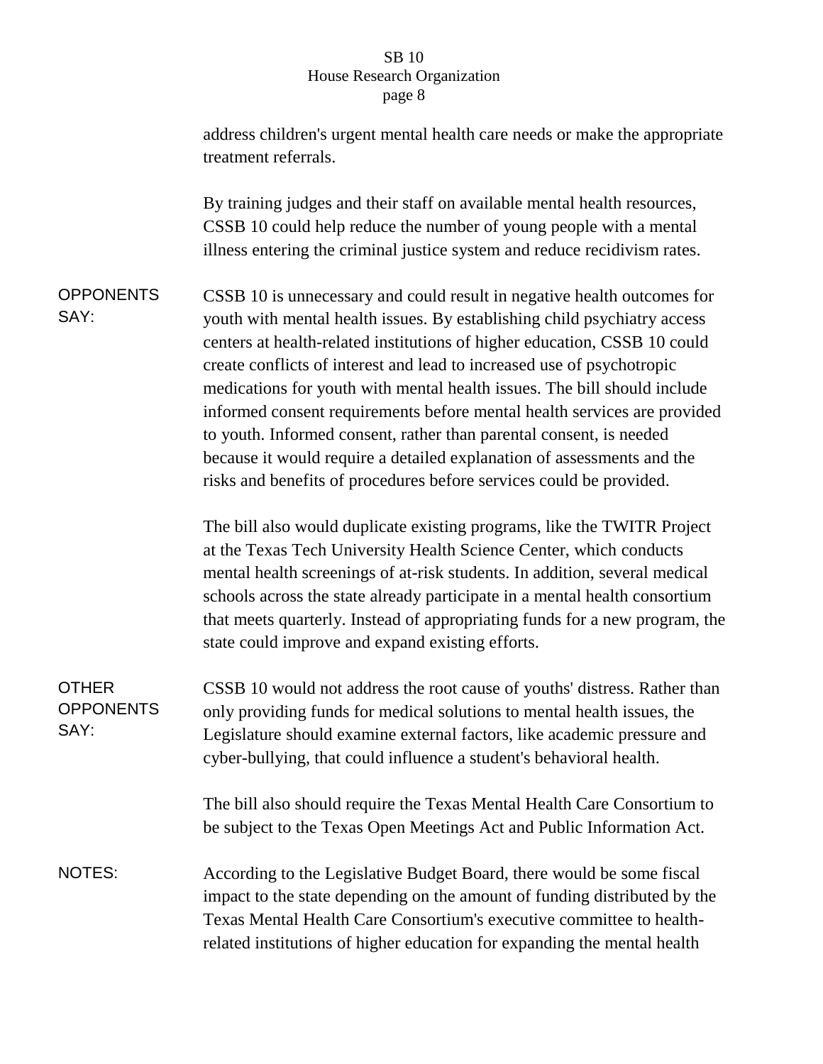address children's urgent mental health care needs or make the appropriate treatment referrals.

By training judges and their staff on available mental health resources, CSSB 10 could help reduce the number of young people with a mental illness entering the criminal justice system and reduce recidivism rates.

**OPPONENTS SAY:** CSSB 10 is unnecessary and could result in negative health outcomes for youth with mental health issues. By establishing child psychiatry access centers at health-related institutions of higher education, CSSB 10 could create conflicts of interest and lead to increased use of psychotropic medications for youth with mental health issues. The bill should include informed consent requirements before mental health services are provided to youth. Informed consent, rather than parental consent, is needed because it would require a detailed explanation of assessments and the risks and benefits of procedures before services could be provided.

The bill also would duplicate existing programs, like the TWITR Project at the Texas Tech University Health Science Center, which conducts mental health screenings of at-risk students. In addition, several medical schools across the state already participate in a mental health consortium that meets quarterly. Instead of appropriating funds for a new program, the state could improve and expand existing efforts.

**OTHER OPPONENTS SAY:** CSSB 10 would not address the root cause of youths' distress. Rather than only providing funds for medical solutions to mental health issues, the Legislature should examine external factors, like academic pressure and cyber-bullying, that could influence a student's behavioral health.

The bill also should require the Texas Mental Health Care Consortium to be subject to the Texas Open Meetings Act and Public Information Act.

**NOTES:** According to the Legislative Budget Board, there would be some fiscal impact to the state depending on the amount of funding distributed by the Texas Mental Health Care Consortium's executive committee to health-related institutions of higher education for expanding the mental health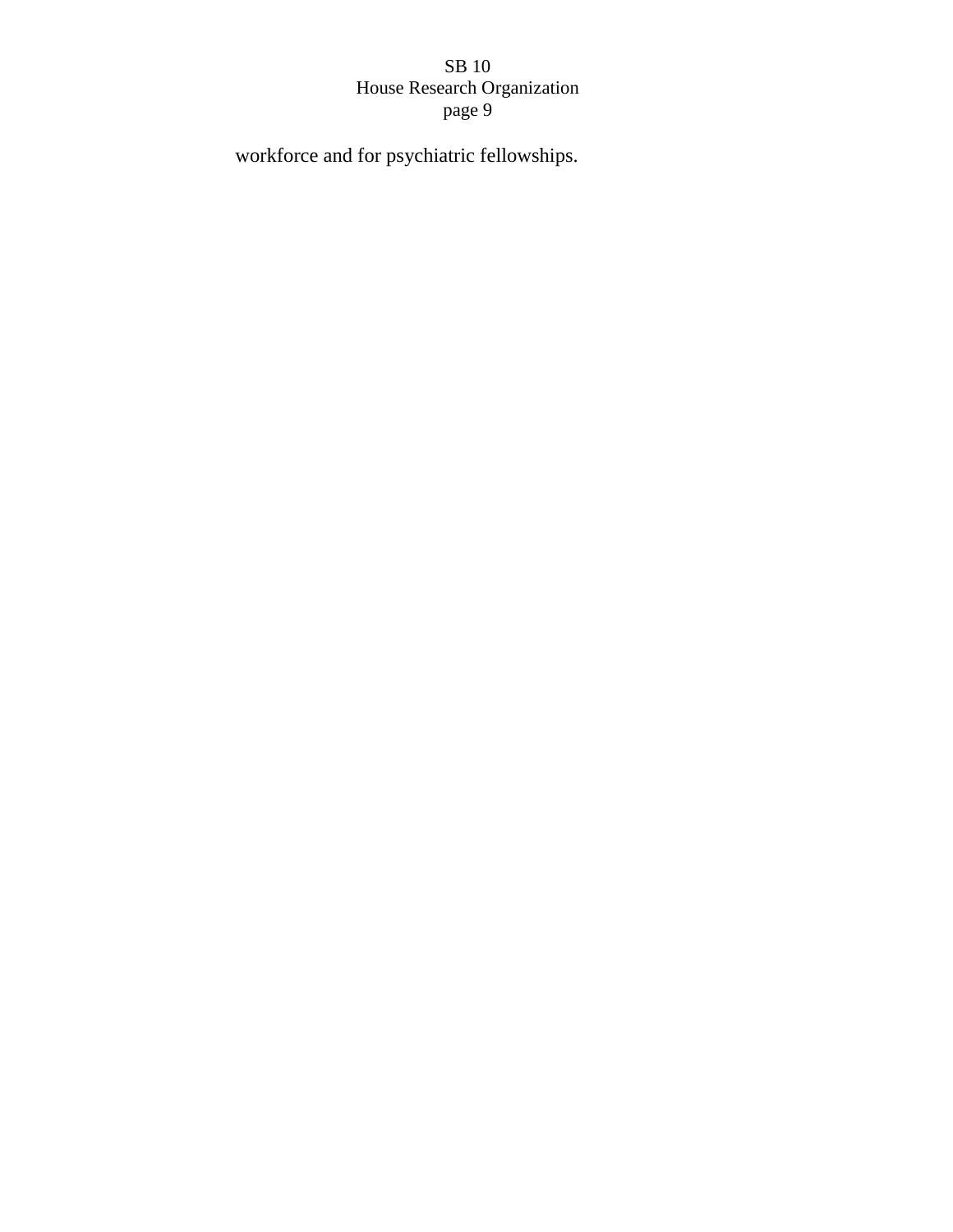workforce and for psychiatric fellowships.